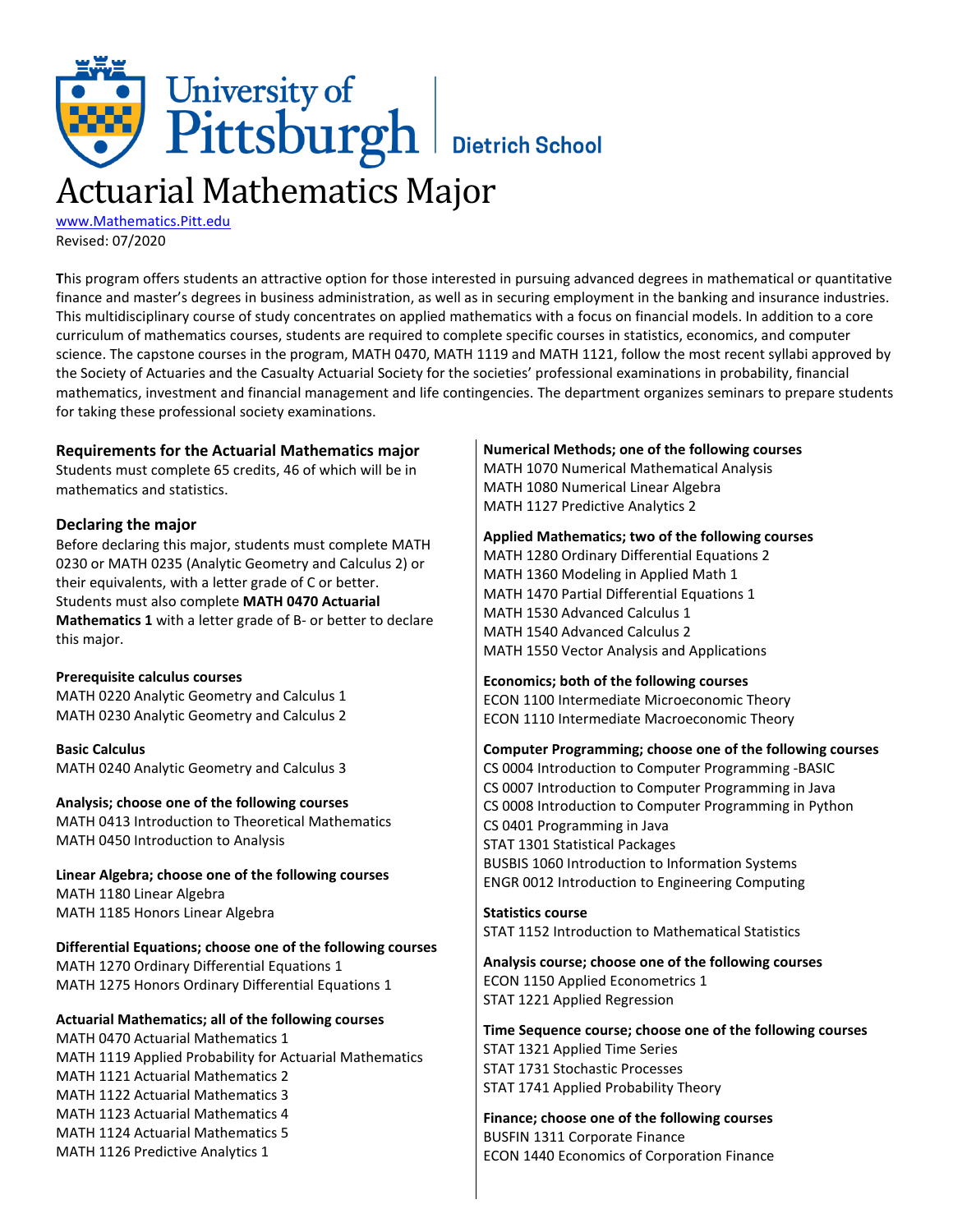University of Pittsburgh | Dietrich School

# Actuarial Mathematics Major

www.Mathematics.Pitt.edu
Revised: 07/2020

**T**his program offers students an attractive option for those interested in pursuing advanced degrees in mathematical or quantitative finance and master's degrees in business administration, as well as in securing employment in the banking and insurance industries. This multidisciplinary course of study concentrates on applied mathematics with a focus on financial models. In addition to a core curriculum of mathematics courses, students are required to complete specific courses in statistics, economics, and computer science. The capstone courses in the program, MATH 0470, MATH 1119 and MATH 1121, follow the most recent syllabi approved by the Society of Actuaries and the Casualty Actuarial Society for the societies' professional examinations in probability, financial mathematics, investment and financial management and life contingencies. The department organizes seminars to prepare students for taking these professional society examinations.

## Requirements for the Actuarial Mathematics major

Students must complete 65 credits, 46 of which will be in mathematics and statistics.

## Declaring the major

Before declaring this major, students must complete MATH 0230 or MATH 0235 (Analytic Geometry and Calculus 2) or their equivalents, with a letter grade of C or better. Students must also complete **MATH 0470 Actuarial Mathematics 1** with a letter grade of B- or better to declare this major.

**Prerequisite calculus courses**
MATH 0220 Analytic Geometry and Calculus 1
MATH 0230 Analytic Geometry and Calculus 2

**Basic Calculus**
MATH 0240 Analytic Geometry and Calculus 3

**Analysis; choose one of the following courses**
MATH 0413 Introduction to Theoretical Mathematics
MATH 0450 Introduction to Analysis

**Linear Algebra; choose one of the following courses**
MATH 1180 Linear Algebra
MATH 1185 Honors Linear Algebra

**Differential Equations; choose one of the following courses**
MATH 1270 Ordinary Differential Equations 1
MATH 1275 Honors Ordinary Differential Equations 1

**Actuarial Mathematics; all of the following courses**
MATH 0470 Actuarial Mathematics 1
MATH 1119 Applied Probability for Actuarial Mathematics
MATH 1121 Actuarial Mathematics 2
MATH 1122 Actuarial Mathematics 3
MATH 1123 Actuarial Mathematics 4
MATH 1124 Actuarial Mathematics 5
MATH 1126 Predictive Analytics 1

**Numerical Methods; one of the following courses**
MATH 1070 Numerical Mathematical Analysis
MATH 1080 Numerical Linear Algebra
MATH 1127 Predictive Analytics 2

**Applied Mathematics; two of the following courses**
MATH 1280 Ordinary Differential Equations 2
MATH 1360 Modeling in Applied Math 1
MATH 1470 Partial Differential Equations 1
MATH 1530 Advanced Calculus 1
MATH 1540 Advanced Calculus 2
MATH 1550 Vector Analysis and Applications

**Economics; both of the following courses**
ECON 1100 Intermediate Microeconomic Theory
ECON 1110 Intermediate Macroeconomic Theory

**Computer Programming; choose one of the following courses**
CS 0004 Introduction to Computer Programming -BASIC
CS 0007 Introduction to Computer Programming in Java
CS 0008 Introduction to Computer Programming in Python
CS 0401 Programming in Java
STAT 1301 Statistical Packages
BUSBIS 1060 Introduction to Information Systems
ENGR 0012 Introduction to Engineering Computing

**Statistics course**
STAT 1152 Introduction to Mathematical Statistics

**Analysis course; choose one of the following courses**
ECON 1150 Applied Econometrics 1
STAT 1221 Applied Regression

**Time Sequence course; choose one of the following courses**
STAT 1321 Applied Time Series
STAT 1731 Stochastic Processes
STAT 1741 Applied Probability Theory

**Finance; choose one of the following courses**
BUSFIN 1311 Corporate Finance
ECON 1440 Economics of Corporation Finance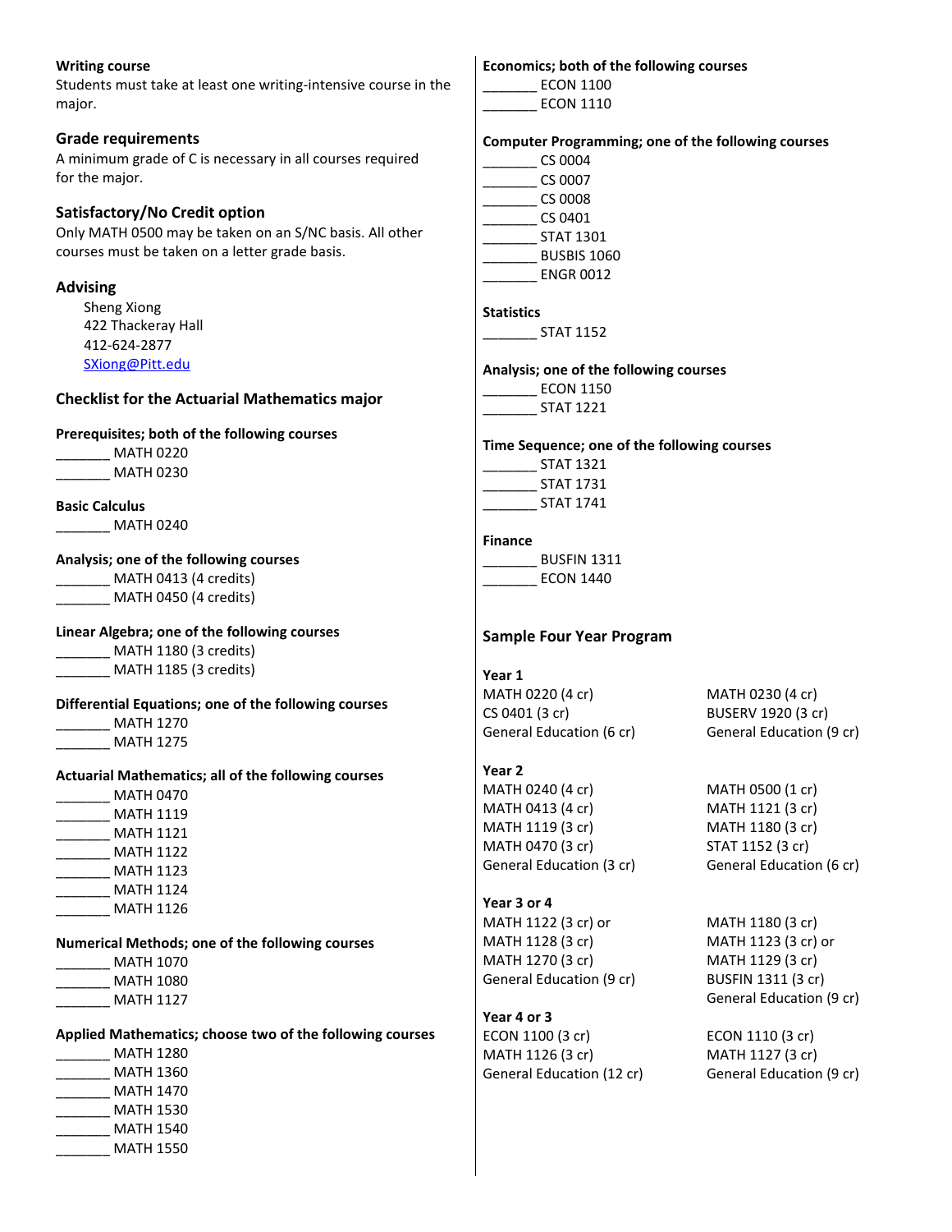**Writing course**

Students must take at least one writing-intensive course in the major.

### Grade requirements

A minimum grade of C is necessary in all courses required for the major.

### Satisfactory/No Credit option

Only MATH 0500 may be taken on an S/NC basis. All other courses must be taken on a letter grade basis.

### Advising

Sheng Xiong
422 Thackeray Hall
412-624-2877
SXiong@Pitt.edu

### Checklist for the Actuarial Mathematics major

**Prerequisites; both of the following courses**

_______ MATH 0220
_______ MATH 0230

**Basic Calculus**

_______ MATH 0240

**Analysis; one of the following courses**

_______ MATH 0413 (4 credits)
_______ MATH 0450 (4 credits)

**Linear Algebra; one of the following courses**

_______ MATH 1180 (3 credits)
_______ MATH 1185 (3 credits)

**Differential Equations; one of the following courses**

_______ MATH 1270
_______ MATH 1275

**Actuarial Mathematics; all of the following courses**

_______ MATH 0470
_______ MATH 1119
_______ MATH 1121
_______ MATH 1122
_______ MATH 1123
_______ MATH 1124
_______ MATH 1126

**Numerical Methods; one of the following courses**

_______ MATH 1070
_______ MATH 1080
_______ MATH 1127

**Applied Mathematics; choose two of the following courses**

_______ MATH 1280
_______ MATH 1360
_______ MATH 1470
_______ MATH 1530
_______ MATH 1540
_______ MATH 1550

**Economics; both of the following courses**

_______ ECON 1100
_______ ECON 1110

**Computer Programming; one of the following courses**

_______ CS 0004
_______ CS 0007
_______ CS 0008
_______ CS 0401
_______ STAT 1301
_______ BUSBIS 1060
_______ ENGR 0012

**Statistics**

_______ STAT 1152

**Analysis; one of the following courses**

_______ ECON 1150
_______ STAT 1221

**Time Sequence; one of the following courses**

_______ STAT 1321
_______ STAT 1731
_______ STAT 1741

**Finance**

_______ BUSFIN 1311
_______ ECON 1440

### Sample Four Year Program

**Year 1**

| | |
|---|---|
| MATH 0220 (4 cr) | MATH 0230 (4 cr) |
| CS 0401 (3 cr) | BUSERV 1920 (3 cr) |
| General Education (6 cr) | General Education (9 cr) |

**Year 2**

| | |
|---|---|
| MATH 0240 (4 cr) | MATH 0500 (1 cr) |
| MATH 0413 (4 cr) | MATH 1121 (3 cr) |
| MATH 1119 (3 cr) | MATH 1180 (3 cr) |
| MATH 0470 (3 cr) | STAT 1152 (3 cr) |
| General Education (3 cr) | General Education (6 cr) |

**Year 3 or 4**

| | |
|---|---|
| MATH 1122 (3 cr) or | MATH 1180 (3 cr) |
| MATH 1128 (3 cr) | MATH 1123 (3 cr) or |
| MATH 1270 (3 cr) | MATH 1129 (3 cr) |
| General Education (9 cr) | BUSFIN 1311 (3 cr) |
| | General Education (9 cr) |

**Year 4 or 3**

| | |
|---|---|
| ECON 1100 (3 cr) | ECON 1110 (3 cr) |
| MATH 1126 (3 cr) | MATH 1127 (3 cr) |
| General Education (12 cr) | General Education (9 cr) |